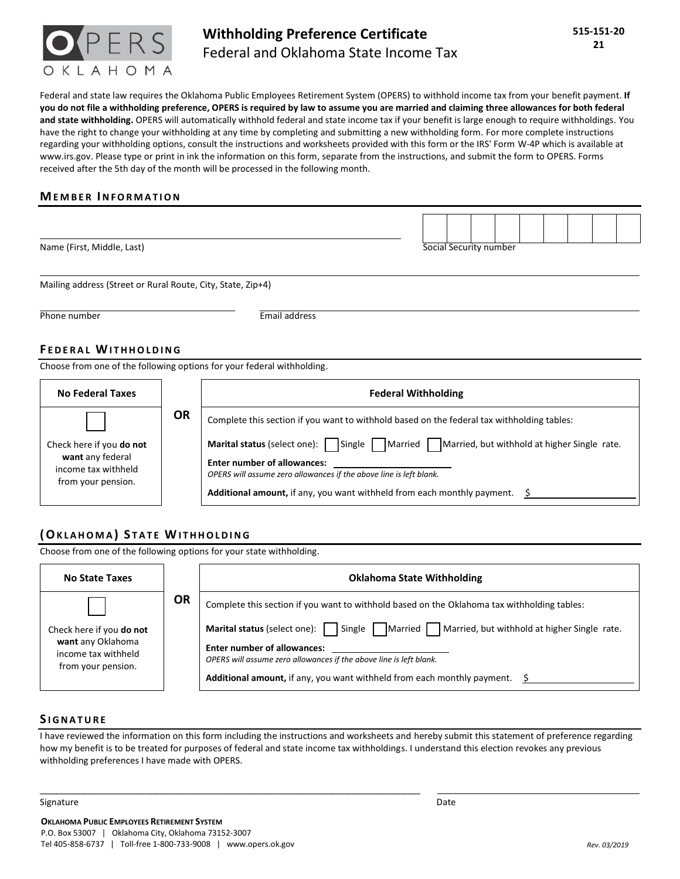# OPERS OKLAHOMA

## Withholding Preference Certificate

Federal and Oklahoma State Income Tax

515-151-20
21

Federal and state law requires the Oklahoma Public Employees Retirement System (OPERS) to withhold income tax from your benefit payment. **If you do not file a withholding preference, OPERS is required by law to assume you are married and claiming three allowances for both federal and state withholding.** OPERS will automatically withhold federal and state income tax if your benefit is large enough to require withholdings. You have the right to change your withholding at any time by completing and submitting a new withholding form. For more complete instructions regarding your withholding options, consult the instructions and worksheets provided with this form or the IRS' Form W-4P which is available at www.irs.gov. Please type or print in ink the information on this form, separate from the instructions, and submit the form to OPERS. Forms received after the 5th day of the month will be processed in the following month.

### MEMBER INFORMATION

Name (First, Middle, Last) ______________________ Social Security number ☐☐☐☐☐☐☐☐☐

Mailing address (Street or Rural Route, City, State, Zip+4) ______________________

Phone number ______________________ Email address ______________________

### FEDERAL WITHHOLDING

Choose from one of the following options for your federal withholding.

| No Federal Taxes | | Federal Withholding |
|---|---|---|
| ☐ Check here if you **do not want** any federal income tax withheld from your pension. | **OR** | Complete this section if you want to withhold based on the federal tax withholding tables:<br>**Marital status** (select one): ☐ Single ☐ Married ☐ Married, but withhold at higher Single rate.<br>**Enter number of allowances:** ________<br>*OPERS will assume zero allowances if the above line is left blank.*<br>**Additional amount,** if any, you want withheld from each monthly payment. $________ |

### (OKLAHOMA) STATE WITHHOLDING

Choose from one of the following options for your state withholding.

| No State Taxes | | Oklahoma State Withholding |
|---|---|---|
| ☐ Check here if you **do not want** any Oklahoma income tax withheld from your pension. | **OR** | Complete this section if you want to withhold based on the Oklahoma tax withholding tables:<br>**Marital status** (select one): ☐ Single ☐ Married ☐ Married, but withhold at higher Single rate.<br>**Enter number of allowances:** ________<br>*OPERS will assume zero allowances if the above line is left blank.*<br>**Additional amount,** if any, you want withheld from each monthly payment. $________ |

### SIGNATURE

I have reviewed the information on this form including the instructions and worksheets and hereby submit this statement of preference regarding how my benefit is to be treated for purposes of federal and state income tax withholdings. I understand this election revokes any previous withholding preferences I have made with OPERS.

Signature ______________________ Date ______________________

**OKLAHOMA PUBLIC EMPLOYEES RETIREMENT SYSTEM**
P.O. Box 53007 | Oklahoma City, Oklahoma 73152-3007
Tel 405-858-6737 | Toll-free 1-800-733-9008 | www.opers.ok.gov

*Rev. 03/2019*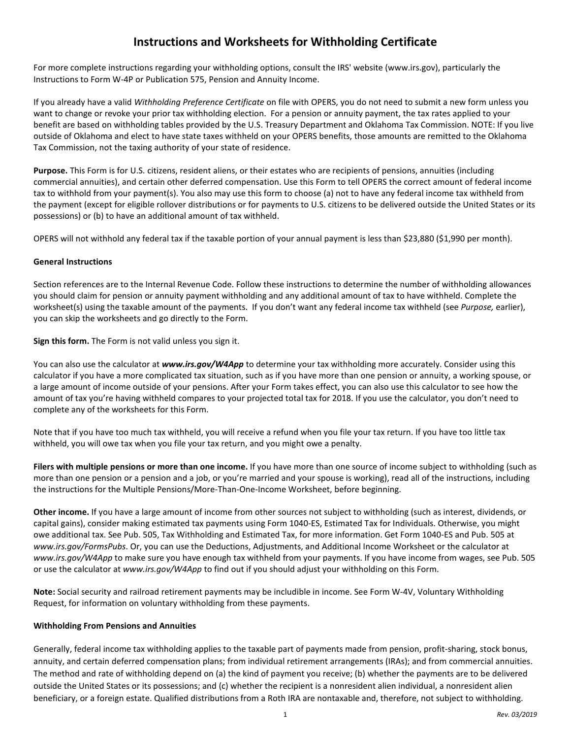# Instructions and Worksheets for Withholding Certificate

For more complete instructions regarding your withholding options, consult the IRS' website (www.irs.gov), particularly the Instructions to Form W-4P or Publication 575, Pension and Annuity Income.

If you already have a valid *Withholding Preference Certificate* on file with OPERS, you do not need to submit a new form unless you want to change or revoke your prior tax withholding election. For a pension or annuity payment, the tax rates applied to your benefit are based on withholding tables provided by the U.S. Treasury Department and Oklahoma Tax Commission. NOTE: If you live outside of Oklahoma and elect to have state taxes withheld on your OPERS benefits, those amounts are remitted to the Oklahoma Tax Commission, not the taxing authority of your state of residence.

**Purpose.** This Form is for U.S. citizens, resident aliens, or their estates who are recipients of pensions, annuities (including commercial annuities), and certain other deferred compensation. Use this Form to tell OPERS the correct amount of federal income tax to withhold from your payment(s). You also may use this form to choose (a) not to have any federal income tax withheld from the payment (except for eligible rollover distributions or for payments to U.S. citizens to be delivered outside the United States or its possessions) or (b) to have an additional amount of tax withheld.

OPERS will not withhold any federal tax if the taxable portion of your annual payment is less than $23,880 ($1,990 per month).

**General Instructions**

Section references are to the Internal Revenue Code. Follow these instructions to determine the number of withholding allowances you should claim for pension or annuity payment withholding and any additional amount of tax to have withheld. Complete the worksheet(s) using the taxable amount of the payments. If you don't want any federal income tax withheld (see *Purpose,* earlier), you can skip the worksheets and go directly to the Form.

**Sign this form.** The Form is not valid unless you sign it.

You can also use the calculator at ***www.irs.gov/W4App*** to determine your tax withholding more accurately. Consider using this calculator if you have a more complicated tax situation, such as if you have more than one pension or annuity, a working spouse, or a large amount of income outside of your pensions. After your Form takes effect, you can also use this calculator to see how the amount of tax you're having withheld compares to your projected total tax for 2018. If you use the calculator, you don't need to complete any of the worksheets for this Form.

Note that if you have too much tax withheld, you will receive a refund when you file your tax return. If you have too little tax withheld, you will owe tax when you file your tax return, and you might owe a penalty.

**Filers with multiple pensions or more than one income.** If you have more than one source of income subject to withholding (such as more than one pension or a pension and a job, or you're married and your spouse is working), read all of the instructions, including the instructions for the Multiple Pensions/More-Than-One-Income Worksheet, before beginning.

**Other income.** If you have a large amount of income from other sources not subject to withholding (such as interest, dividends, or capital gains), consider making estimated tax payments using Form 1040-ES, Estimated Tax for Individuals. Otherwise, you might owe additional tax. See Pub. 505, Tax Withholding and Estimated Tax, for more information. Get Form 1040-ES and Pub. 505 at *www.irs.gov/FormsPubs*. Or, you can use the Deductions, Adjustments, and Additional Income Worksheet or the calculator at *www.irs.gov/W4App* to make sure you have enough tax withheld from your payments. If you have income from wages, see Pub. 505 or use the calculator at *www.irs.gov/W4App* to find out if you should adjust your withholding on this Form.

**Note:** Social security and railroad retirement payments may be includible in income. See Form W-4V, Voluntary Withholding Request, for information on voluntary withholding from these payments.

**Withholding From Pensions and Annuities**

Generally, federal income tax withholding applies to the taxable part of payments made from pension, profit-sharing, stock bonus, annuity, and certain deferred compensation plans; from individual retirement arrangements (IRAs); and from commercial annuities. The method and rate of withholding depend on (a) the kind of payment you receive; (b) whether the payments are to be delivered outside the United States or its possessions; and (c) whether the recipient is a nonresident alien individual, a nonresident alien beneficiary, or a foreign estate. Qualified distributions from a Roth IRA are nontaxable and, therefore, not subject to withholding.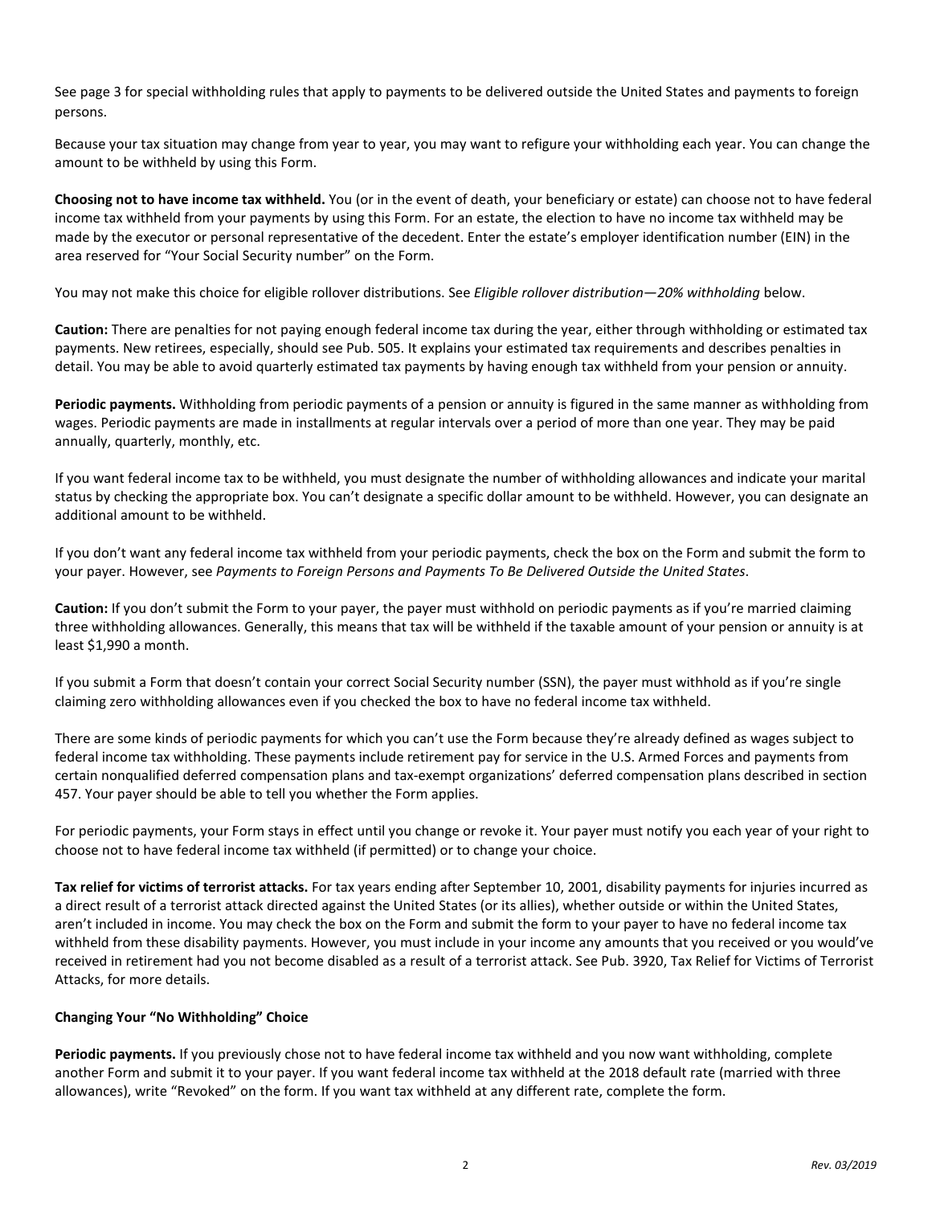See page 3 for special withholding rules that apply to payments to be delivered outside the United States and payments to foreign persons.

Because your tax situation may change from year to year, you may want to refigure your withholding each year. You can change the amount to be withheld by using this Form.

**Choosing not to have income tax withheld.** You (or in the event of death, your beneficiary or estate) can choose not to have federal income tax withheld from your payments by using this Form. For an estate, the election to have no income tax withheld may be made by the executor or personal representative of the decedent. Enter the estate's employer identification number (EIN) in the area reserved for "Your Social Security number" on the Form.

You may not make this choice for eligible rollover distributions. See *Eligible rollover distribution—20% withholding* below.

**Caution:** There are penalties for not paying enough federal income tax during the year, either through withholding or estimated tax payments. New retirees, especially, should see Pub. 505. It explains your estimated tax requirements and describes penalties in detail. You may be able to avoid quarterly estimated tax payments by having enough tax withheld from your pension or annuity.

**Periodic payments.** Withholding from periodic payments of a pension or annuity is figured in the same manner as withholding from wages. Periodic payments are made in installments at regular intervals over a period of more than one year. They may be paid annually, quarterly, monthly, etc.

If you want federal income tax to be withheld, you must designate the number of withholding allowances and indicate your marital status by checking the appropriate box. You can't designate a specific dollar amount to be withheld. However, you can designate an additional amount to be withheld.

If you don't want any federal income tax withheld from your periodic payments, check the box on the Form and submit the form to your payer. However, see *Payments to Foreign Persons and Payments To Be Delivered Outside the United States*.

**Caution:** If you don't submit the Form to your payer, the payer must withhold on periodic payments as if you're married claiming three withholding allowances. Generally, this means that tax will be withheld if the taxable amount of your pension or annuity is at least $1,990 a month.

If you submit a Form that doesn't contain your correct Social Security number (SSN), the payer must withhold as if you're single claiming zero withholding allowances even if you checked the box to have no federal income tax withheld.

There are some kinds of periodic payments for which you can't use the Form because they're already defined as wages subject to federal income tax withholding. These payments include retirement pay for service in the U.S. Armed Forces and payments from certain nonqualified deferred compensation plans and tax-exempt organizations' deferred compensation plans described in section 457. Your payer should be able to tell you whether the Form applies.

For periodic payments, your Form stays in effect until you change or revoke it. Your payer must notify you each year of your right to choose not to have federal income tax withheld (if permitted) or to change your choice.

**Tax relief for victims of terrorist attacks.** For tax years ending after September 10, 2001, disability payments for injuries incurred as a direct result of a terrorist attack directed against the United States (or its allies), whether outside or within the United States, aren't included in income. You may check the box on the Form and submit the form to your payer to have no federal income tax withheld from these disability payments. However, you must include in your income any amounts that you received or you would've received in retirement had you not become disabled as a result of a terrorist attack. See Pub. 3920, Tax Relief for Victims of Terrorist Attacks, for more details.

### Changing Your "No Withholding" Choice

**Periodic payments.** If you previously chose not to have federal income tax withheld and you now want withholding, complete another Form and submit it to your payer. If you want federal income tax withheld at the 2018 default rate (married with three allowances), write "Revoked" on the form. If you want tax withheld at any different rate, complete the form.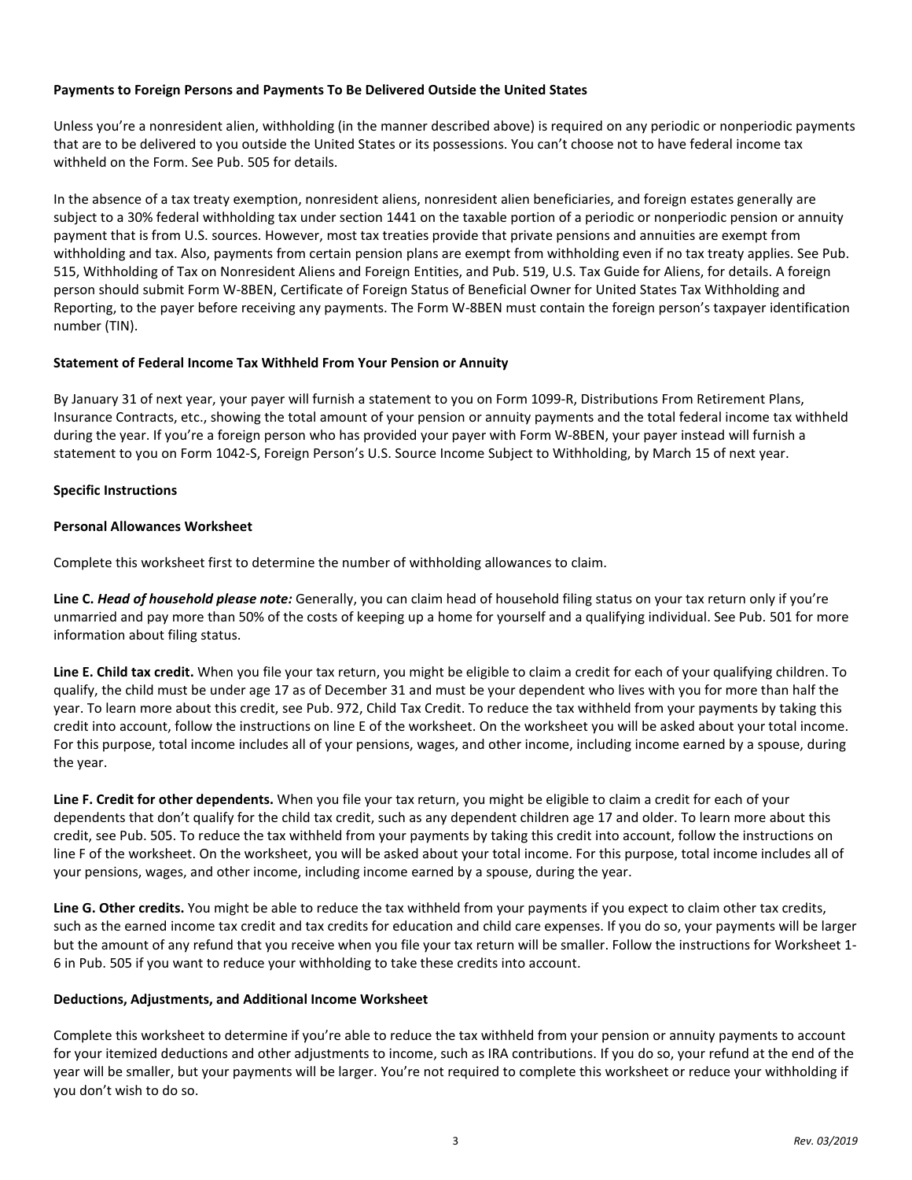**Payments to Foreign Persons and Payments To Be Delivered Outside the United States**

Unless you're a nonresident alien, withholding (in the manner described above) is required on any periodic or nonperiodic payments that are to be delivered to you outside the United States or its possessions. You can't choose not to have federal income tax withheld on the Form. See Pub. 505 for details.

In the absence of a tax treaty exemption, nonresident aliens, nonresident alien beneficiaries, and foreign estates generally are subject to a 30% federal withholding tax under section 1441 on the taxable portion of a periodic or nonperiodic pension or annuity payment that is from U.S. sources. However, most tax treaties provide that private pensions and annuities are exempt from withholding and tax. Also, payments from certain pension plans are exempt from withholding even if no tax treaty applies. See Pub. 515, Withholding of Tax on Nonresident Aliens and Foreign Entities, and Pub. 519, U.S. Tax Guide for Aliens, for details. A foreign person should submit Form W-8BEN, Certificate of Foreign Status of Beneficial Owner for United States Tax Withholding and Reporting, to the payer before receiving any payments. The Form W-8BEN must contain the foreign person's taxpayer identification number (TIN).

**Statement of Federal Income Tax Withheld From Your Pension or Annuity**

By January 31 of next year, your payer will furnish a statement to you on Form 1099-R, Distributions From Retirement Plans, Insurance Contracts, etc., showing the total amount of your pension or annuity payments and the total federal income tax withheld during the year. If you're a foreign person who has provided your payer with Form W-8BEN, your payer instead will furnish a statement to you on Form 1042-S, Foreign Person's U.S. Source Income Subject to Withholding, by March 15 of next year.

**Specific Instructions**

**Personal Allowances Worksheet**

Complete this worksheet first to determine the number of withholding allowances to claim.

**Line C.** ***Head of household please note:*** Generally, you can claim head of household filing status on your tax return only if you're unmarried and pay more than 50% of the costs of keeping up a home for yourself and a qualifying individual. See Pub. 501 for more information about filing status.

**Line E. Child tax credit.** When you file your tax return, you might be eligible to claim a credit for each of your qualifying children. To qualify, the child must be under age 17 as of December 31 and must be your dependent who lives with you for more than half the year. To learn more about this credit, see Pub. 972, Child Tax Credit. To reduce the tax withheld from your payments by taking this credit into account, follow the instructions on line E of the worksheet. On the worksheet you will be asked about your total income. For this purpose, total income includes all of your pensions, wages, and other income, including income earned by a spouse, during the year.

**Line F. Credit for other dependents.** When you file your tax return, you might be eligible to claim a credit for each of your dependents that don't qualify for the child tax credit, such as any dependent children age 17 and older. To learn more about this credit, see Pub. 505. To reduce the tax withheld from your payments by taking this credit into account, follow the instructions on line F of the worksheet. On the worksheet, you will be asked about your total income. For this purpose, total income includes all of your pensions, wages, and other income, including income earned by a spouse, during the year.

**Line G. Other credits.** You might be able to reduce the tax withheld from your payments if you expect to claim other tax credits, such as the earned income tax credit and tax credits for education and child care expenses. If you do so, your payments will be larger but the amount of any refund that you receive when you file your tax return will be smaller. Follow the instructions for Worksheet 1-6 in Pub. 505 if you want to reduce your withholding to take these credits into account.

**Deductions, Adjustments, and Additional Income Worksheet**

Complete this worksheet to determine if you're able to reduce the tax withheld from your pension or annuity payments to account for your itemized deductions and other adjustments to income, such as IRA contributions. If you do so, your refund at the end of the year will be smaller, but your payments will be larger. You're not required to complete this worksheet or reduce your withholding if you don't wish to do so.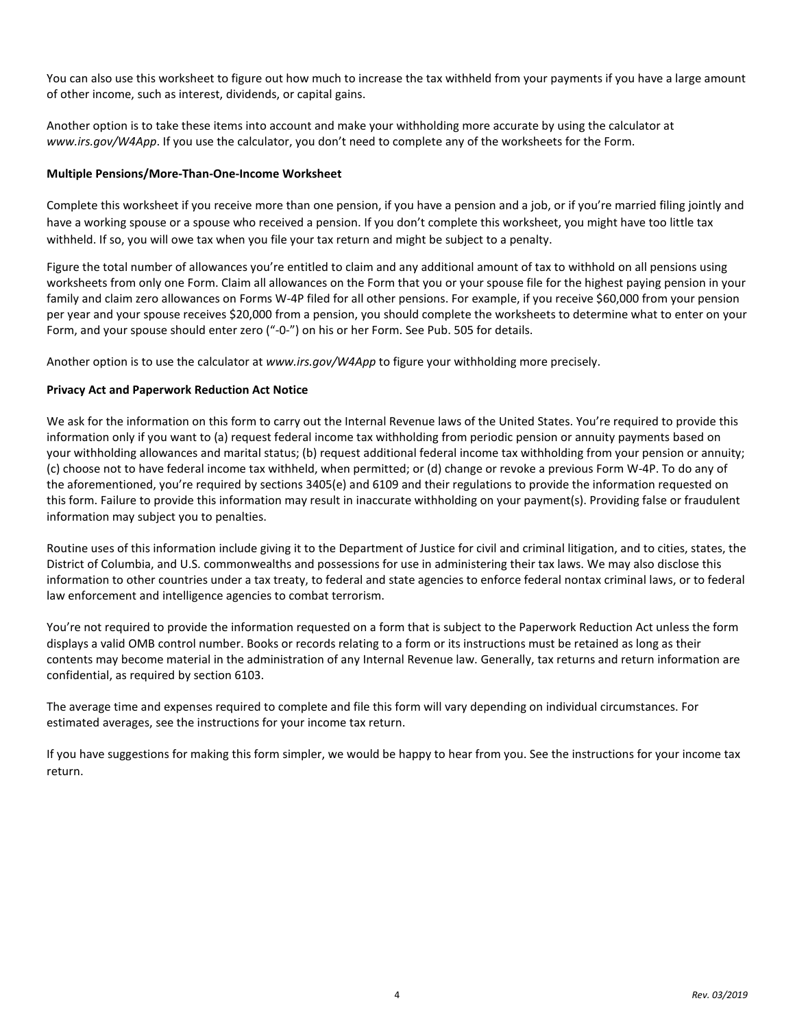You can also use this worksheet to figure out how much to increase the tax withheld from your payments if you have a large amount of other income, such as interest, dividends, or capital gains.

Another option is to take these items into account and make your withholding more accurate by using the calculator at *www.irs.gov/W4App*. If you use the calculator, you don't need to complete any of the worksheets for the Form.

**Multiple Pensions/More-Than-One-Income Worksheet**

Complete this worksheet if you receive more than one pension, if you have a pension and a job, or if you're married filing jointly and have a working spouse or a spouse who received a pension. If you don't complete this worksheet, you might have too little tax withheld. If so, you will owe tax when you file your tax return and might be subject to a penalty.

Figure the total number of allowances you're entitled to claim and any additional amount of tax to withhold on all pensions using worksheets from only one Form. Claim all allowances on the Form that you or your spouse file for the highest paying pension in your family and claim zero allowances on Forms W-4P filed for all other pensions. For example, if you receive $60,000 from your pension per year and your spouse receives $20,000 from a pension, you should complete the worksheets to determine what to enter on your Form, and your spouse should enter zero ("-0-") on his or her Form. See Pub. 505 for details.

Another option is to use the calculator at *www.irs.gov/W4App* to figure your withholding more precisely.

**Privacy Act and Paperwork Reduction Act Notice**

We ask for the information on this form to carry out the Internal Revenue laws of the United States. You're required to provide this information only if you want to (a) request federal income tax withholding from periodic pension or annuity payments based on your withholding allowances and marital status; (b) request additional federal income tax withholding from your pension or annuity; (c) choose not to have federal income tax withheld, when permitted; or (d) change or revoke a previous Form W-4P. To do any of the aforementioned, you're required by sections 3405(e) and 6109 and their regulations to provide the information requested on this form. Failure to provide this information may result in inaccurate withholding on your payment(s). Providing false or fraudulent information may subject you to penalties.

Routine uses of this information include giving it to the Department of Justice for civil and criminal litigation, and to cities, states, the District of Columbia, and U.S. commonwealths and possessions for use in administering their tax laws. We may also disclose this information to other countries under a tax treaty, to federal and state agencies to enforce federal nontax criminal laws, or to federal law enforcement and intelligence agencies to combat terrorism.

You're not required to provide the information requested on a form that is subject to the Paperwork Reduction Act unless the form displays a valid OMB control number. Books or records relating to a form or its instructions must be retained as long as their contents may become material in the administration of any Internal Revenue law. Generally, tax returns and return information are confidential, as required by section 6103.

The average time and expenses required to complete and file this form will vary depending on individual circumstances. For estimated averages, see the instructions for your income tax return.

If you have suggestions for making this form simpler, we would be happy to hear from you. See the instructions for your income tax return.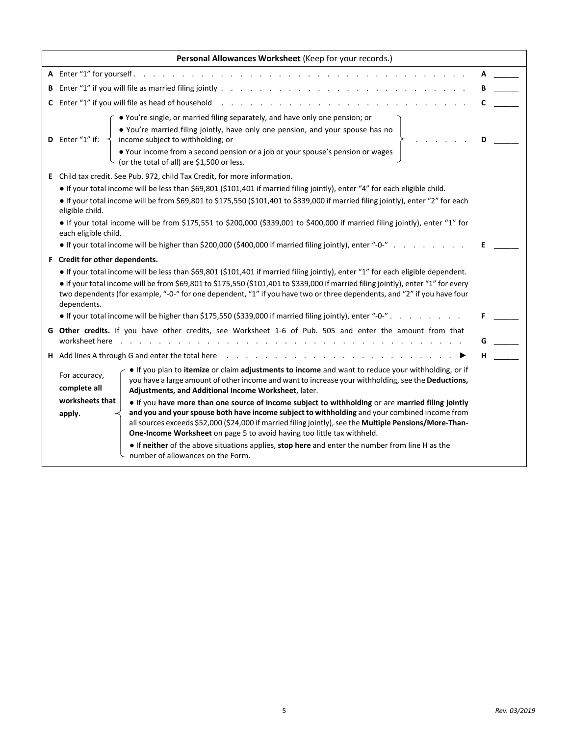## Personal Allowances Worksheet (Keep for your records.)

| | | | |
|---|---|---|---|
| **A** | Enter "1" for yourself | **A** | ______ |
| **B** | Enter "1" if you will file as married filing jointly | **B** | ______ |
| **C** | Enter "1" if you will file as head of household | **C** | ______ |
| **D** | Enter "1" if: • You're single, or married filing separately, and have only one pension; or • You're married filing jointly, have only one pension, and your spouse has no income subject to withholding; or • Your income from a second pension or a job or your spouse's pension or wages (or the total of all) are $1,500 or less. | **D** | ______ |
| **E** | Child tax credit. See Pub. 972, child Tax Credit, for more information. • If your total income will be less than $69,801 ($101,401 if married filing jointly), enter "4" for each eligible child. • If your total income will be from $69,801 to $175,550 ($101,401 to $339,000 if married filing jointly), enter "2" for each eligible child. • If your total income will be from $175,551 to $200,000 ($339,001 to $400,000 if married filing jointly), enter "1" for each eligible child. • If your total income will be higher than $200,000 ($400,000 if married filing jointly), enter "-0-" | **E** | ______ |
| **F** | **Credit for other dependents.** • If your total income will be less than $69,801 ($101,401 if married filing jointly), enter "1" for each eligible dependent. • If your total income will be from $69,801 to $175,550 ($101,401 to $339,000 if married filing jointly), enter "1" for every two dependents (for example, "-0-" for one dependent, "1" if you have two or three dependents, and "2" if you have four dependents. • If your total income will be higher than $175,550 ($339,000 if married filing jointly), enter "-0-" | **F** | ______ |
| **G** | **Other credits.** If you have other credits, see Worksheet 1-6 of Pub. 505 and enter the amount from that worksheet here | **G** | ______ |
| **H** | Add lines A through G and enter the total here ► | **H** | ______ |

For accuracy, **complete all worksheets that apply.**

- If you plan to **itemize** or claim **adjustments to income** and want to reduce your withholding, or if you have a large amount of other income and want to increase your withholding, see the **Deductions, Adjustments, and Additional Income Worksheet**, later.
- If you **have more than one source of income subject to withholding** or are **married filing jointly and you and your spouse both have income subject to withholding** and your combined income from all sources exceeds $52,000 ($24,000 if married filing jointly), see the **Multiple Pensions/More-Than-One-Income Worksheet** on page 5 to avoid having too little tax withheld.
- If **neither** of the above situations applies, **stop here** and enter the number from line H as the number of allowances on the Form.

*Rev. 03/2019*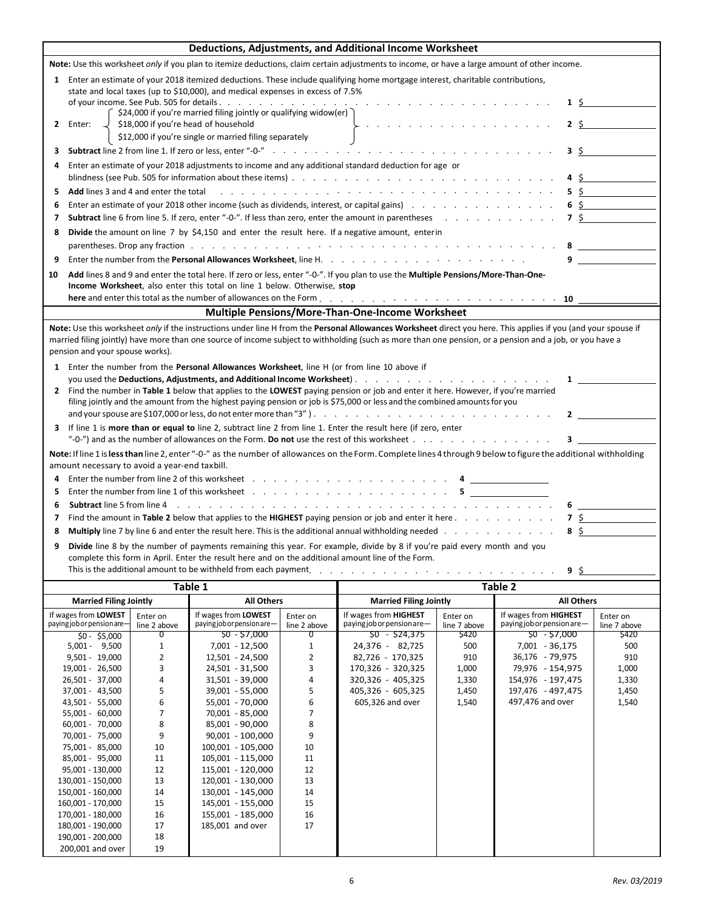## Deductions, Adjustments, and Additional Income Worksheet

**Note:** Use this worksheet *only* if you plan to itemize deductions, claim certain adjustments to income, or have a large amount of other income.

1. Enter an estimate of your 2018 itemized deductions. These include qualifying home mortgage interest, charitable contributions, state and local taxes (up to $10,000), and medical expenses in excess of 7.5% of your income. See Pub. 505 for details . . . . . **1** $\_\_\_\_\_\_\_\_
2. Enter: $24,000 if you're married filing jointly or qualifying widow(er); $18,000 if you're head of household; $12,000 if you're single or married filing separately . . . . . **2** $\_\_\_\_\_\_\_\_
3. **Subtract** line 2 from line 1. If zero or less, enter "-0-" . . . . . **3** $\_\_\_\_\_\_\_\_
4. Enter an estimate of your 2018 adjustments to income and any additional standard deduction for age or blindness (see Pub. 505 for information about these items) . . . . . **4** $\_\_\_\_\_\_\_\_
5. **Add** lines 3 and 4 and enter the total . . . . . **5** $\_\_\_\_\_\_\_\_
6. Enter an estimate of your 2018 other income (such as dividends, interest, or capital gains) . . . . . **6** $\_\_\_\_\_\_\_\_
7. **Subtract** line 6 from line 5. If zero, enter "-0-". If less than zero, enter the amount in parentheses . . . . . **7** $\_\_\_\_\_\_\_\_
8. **Divide** the amount on line 7 by $4,150 and enter the result here. If a negative amount, enter in parentheses. Drop any fraction . . . . . **8** \_\_\_\_\_\_\_\_
9. Enter the number from the **Personal Allowances Worksheet**, line H. . . . . . **9** \_\_\_\_\_\_\_\_
10. **Add** lines 8 and 9 and enter the total here. If zero or less, enter "-0-". If you plan to use the **Multiple Pensions/More-Than-One-Income Worksheet**, also enter this total on line 1 below. Otherwise, **stop here** and enter this total as the number of allowances on the Form . . . . . **10** \_\_\_\_\_\_\_\_

## Multiple Pensions/More-Than-One-Income Worksheet

**Note:** Use this worksheet *only* if the instructions under line H from the **Personal Allowances Worksheet** direct you here. This applies if you (and your spouse if married filing jointly) have more than one source of income subject to withholding (such as more than one pension, or a pension and a job, or you have a pension and your spouse works).

1. Enter the number from the **Personal Allowances Worksheet**, line H (or from line 10 above if you used the **Deductions, Adjustments, and Additional Income Worksheet**) . . . . . **1** \_\_\_\_\_\_\_\_
2. Find the number in **Table 1** below that applies to the **LOWEST** paying pension or job and enter it here. However, if you're married filing jointly and the amount from the highest paying pension or job is $75,000 or less and the combined amounts for you and your spouse are $107,000 or less, do not enter more than "3" ) . . . . . **2** \_\_\_\_\_\_\_\_
3. If line 1 is **more than or equal to** line 2, subtract line 2 from line 1. Enter the result here (if zero, enter "-0-") and as the number of allowances on the Form. **Do not** use the rest of this worksheet . . . . . **3** \_\_\_\_\_\_\_\_

**Note:** If line 1 is **less than** line 2, enter "-0-" as the number of allowances on the Form. Complete lines 4 through 9 below to figure the additional withholding amount necessary to avoid a year-end taxbill.

4. Enter the number from line 2 of this worksheet . . . . . **4** \_\_\_\_\_\_\_\_
5. Enter the number from line 1 of this worksheet . . . . . **5** \_\_\_\_\_\_\_\_
6. **Subtract** line 5 from line 4 . . . . . **6** \_\_\_\_\_\_\_\_
7. Find the amount in **Table 2** below that applies to the **HIGHEST** paying pension or job and enter it here . . . . . **7** $\_\_\_\_\_\_\_\_
8. **Multiply** line 7 by line 6 and enter the result here. This is the additional annual withholding needed . . . . . **8** $\_\_\_\_\_\_\_\_
9. **Divide** line 8 by the number of payments remaining this year. For example, divide by 8 if you're paid every month and you complete this form in April. Enter the result here and on the additional amount line of the Form. This is the additional amount to be withheld from each payment . . . . . **9** $\_\_\_\_\_\_\_\_

### Table 1

| Married Filing Jointly | | All Others | |
|---|---|---|---|
| If wages from **LOWEST** paying job or pension are— | Enter on line 2 above | If wages from **LOWEST** paying job or pension are— | Enter on line 2 above |
| $0 - $5,000 | 0 | $0 - $7,000 | 0 |
| 5,001 - 9,500 | 1 | 7,001 - 12,500 | 1 |
| 9,501 - 19,000 | 2 | 12,501 - 24,500 | 2 |
| 19,001 - 26,500 | 3 | 24,501 - 31,500 | 3 |
| 26,501 - 37,000 | 4 | 31,501 - 39,000 | 4 |
| 37,001 - 43,500 | 5 | 39,001 - 55,000 | 5 |
| 43,501 - 55,000 | 6 | 55,001 - 70,000 | 6 |
| 55,001 - 60,000 | 7 | 70,001 - 85,000 | 7 |
| 60,001 - 70,000 | 8 | 85,001 - 90,000 | 8 |
| 70,001 - 75,000 | 9 | 90,001 - 100,000 | 9 |
| 75,001 - 85,000 | 10 | 100,001 - 105,000 | 10 |
| 85,001 - 95,000 | 11 | 105,001 - 115,000 | 11 |
| 95,001 - 130,000 | 12 | 115,001 - 120,000 | 12 |
| 130,001 - 150,000 | 13 | 120,001 - 130,000 | 13 |
| 150,001 - 160,000 | 14 | 130,001 - 145,000 | 14 |
| 160,001 - 170,000 | 15 | 145,001 - 155,000 | 15 |
| 170,001 - 180,000 | 16 | 155,001 - 185,000 | 16 |
| 180,001 - 190,000 | 17 | 185,001 and over | 17 |
| 190,001 - 200,000 | 18 | | |
| 200,001 and over | 19 | | |

### Table 2

| Married Filing Jointly | | All Others | |
|---|---|---|---|
| If wages from **HIGHEST** paying job or pension are— | Enter on line 7 above | If wages from **HIGHEST** paying job or pension are— | Enter on line 7 above |
| $0 - $24,375 | $420 | $0 - $7,000 | $420 |
| 24,376 - 82,725 | 500 | 7,001 - 36,175 | 500 |
| 82,726 - 170,325 | 910 | 36,176 - 79,975 | 910 |
| 170,326 - 320,325 | 1,000 | 79,976 - 154,975 | 1,000 |
| 320,326 - 405,325 | 1,330 | 154,976 - 197,475 | 1,330 |
| 405,326 - 605,325 | 1,450 | 197,476 - 497,475 | 1,450 |
| 605,326 and over | 1,540 | 497,476 and over | 1,540 |

Rev. 03/2019